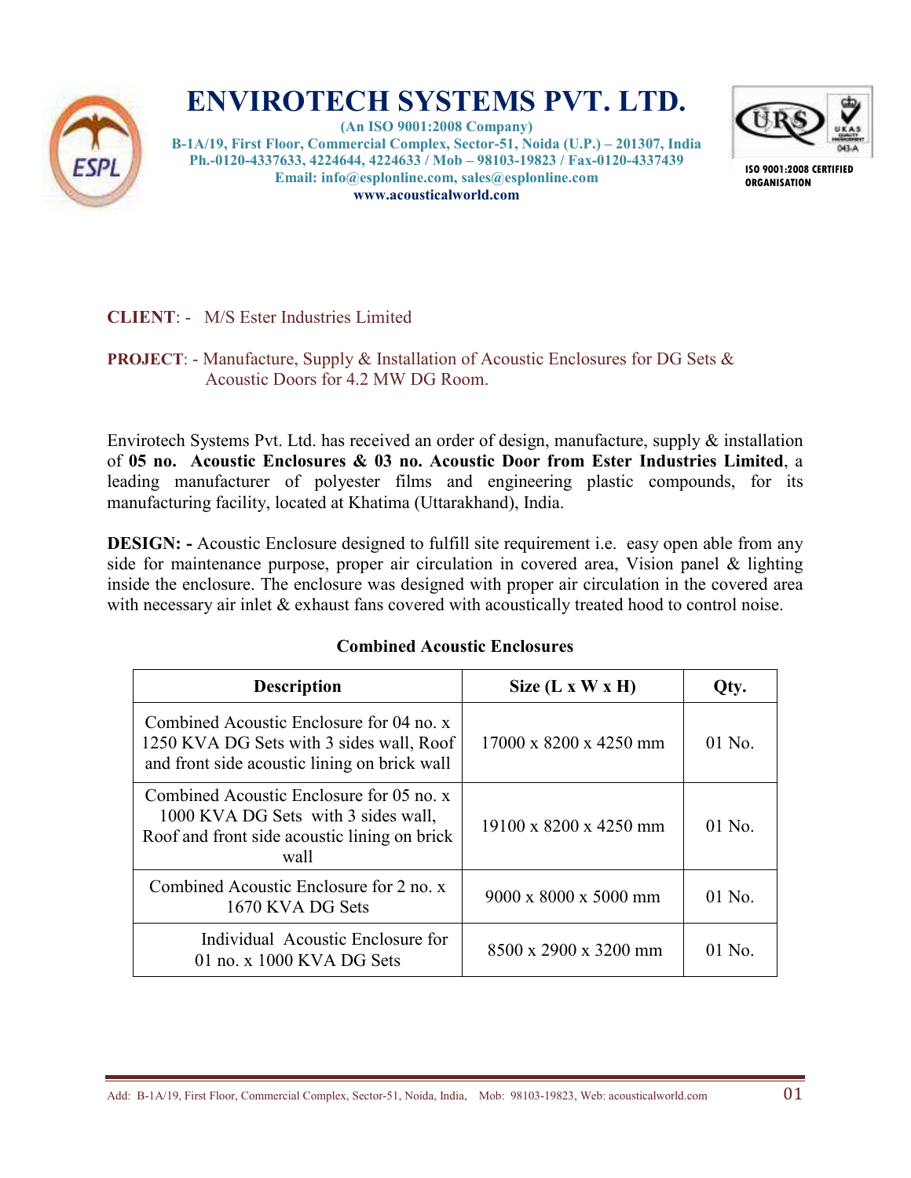# ENVIROTECH SYSTEMS PVT. LTD.

**(An ISO 9001:2008 Company)**
**B-1A/19, First Floor, Commercial Complex, Sector-51, Noida (U.P.) – 201307, India**
**Ph.-0120-4337633, 4224644, 4224633 / Mob – 98103-19823 / Fax-0120-4337439**
**Email: info@esplonline.com, sales@esplonline.com**
**www.acousticalworld.com**

ISO 9001:2008 CERTIFIED ORGANISATION

**CLIENT**: - M/S Ester Industries Limited

**PROJECT**: - Manufacture, Supply & Installation of Acoustic Enclosures for DG Sets & Acoustic Doors for 4.2 MW DG Room.

Envirotech Systems Pvt. Ltd. has received an order of design, manufacture, supply & installation of **05 no. Acoustic Enclosures & 03 no. Acoustic Door from Ester Industries Limited**, a leading manufacturer of polyester films and engineering plastic compounds, for its manufacturing facility, located at Khatima (Uttarakhand), India.

**DESIGN: -** Acoustic Enclosure designed to fulfill site requirement i.e. easy open able from any side for maintenance purpose, proper air circulation in covered area, Vision panel & lighting inside the enclosure. The enclosure was designed with proper air circulation in the covered area with necessary air inlet & exhaust fans covered with acoustically treated hood to control noise.

**Combined Acoustic Enclosures**

| Description | Size (L x W x H) | Qty. |
|---|---|---|
| Combined Acoustic Enclosure for 04 no. x 1250 KVA DG Sets with 3 sides wall, Roof and front side acoustic lining on brick wall | 17000 x 8200 x 4250 mm | 01 No. |
| Combined Acoustic Enclosure for 05 no. x 1000 KVA DG Sets with 3 sides wall, Roof and front side acoustic lining on brick wall | 19100 x 8200 x 4250 mm | 01 No. |
| Combined Acoustic Enclosure for 2 no. x 1670 KVA DG Sets | 9000 x 8000 x 5000 mm | 01 No. |
| Individual Acoustic Enclosure for 01 no. x 1000 KVA DG Sets | 8500 x 2900 x 3200 mm | 01 No. |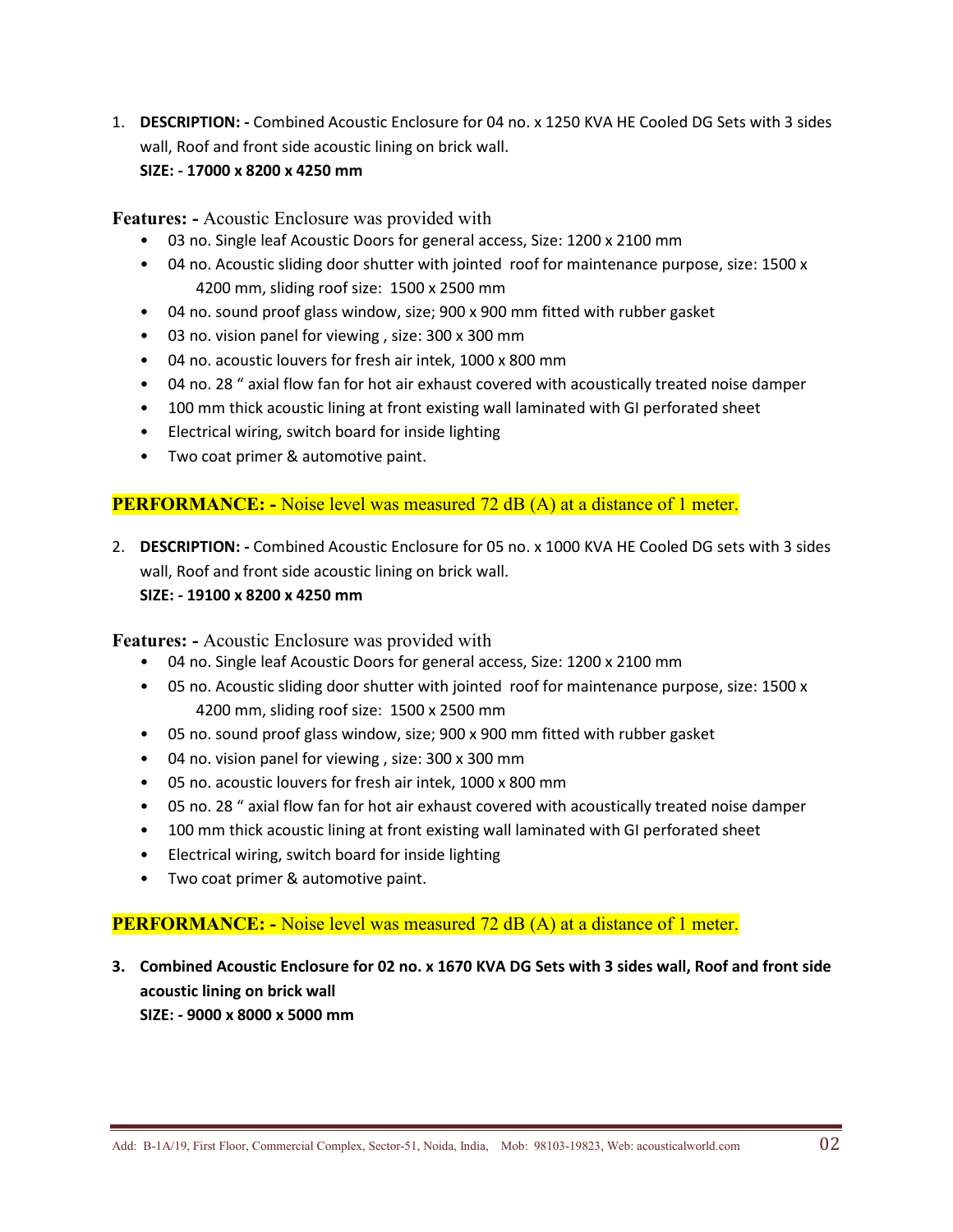1. **DESCRIPTION: -** Combined Acoustic Enclosure for 04 no. x 1250 KVA HE Cooled DG Sets with 3 sides wall, Roof and front side acoustic lining on brick wall.
   **SIZE: - 17000 x 8200 x 4250 mm**

**Features: -** Acoustic Enclosure was provided with

- 03 no. Single leaf Acoustic Doors for general access, Size: 1200 x 2100 mm
- 04 no. Acoustic sliding door shutter with jointed roof for maintenance purpose, size: 1500 x 4200 mm, sliding roof size: 1500 x 2500 mm
- 04 no. sound proof glass window, size; 900 x 900 mm fitted with rubber gasket
- 03 no. vision panel for viewing , size: 300 x 300 mm
- 04 no. acoustic louvers for fresh air intek, 1000 x 800 mm
- 04 no. 28 " axial flow fan for hot air exhaust covered with acoustically treated noise damper
- 100 mm thick acoustic lining at front existing wall laminated with GI perforated sheet
- Electrical wiring, switch board for inside lighting
- Two coat primer & automotive paint.

**PERFORMANCE: -** Noise level was measured 72 dB (A) at a distance of 1 meter.

2. **DESCRIPTION: -** Combined Acoustic Enclosure for 05 no. x 1000 KVA HE Cooled DG sets with 3 sides wall, Roof and front side acoustic lining on brick wall.
   **SIZE: - 19100 x 8200 x 4250 mm**

**Features: -** Acoustic Enclosure was provided with

- 04 no. Single leaf Acoustic Doors for general access, Size: 1200 x 2100 mm
- 05 no. Acoustic sliding door shutter with jointed roof for maintenance purpose, size: 1500 x 4200 mm, sliding roof size: 1500 x 2500 mm
- 05 no. sound proof glass window, size; 900 x 900 mm fitted with rubber gasket
- 04 no. vision panel for viewing , size: 300 x 300 mm
- 05 no. acoustic louvers for fresh air intek, 1000 x 800 mm
- 05 no. 28 " axial flow fan for hot air exhaust covered with acoustically treated noise damper
- 100 mm thick acoustic lining at front existing wall laminated with GI perforated sheet
- Electrical wiring, switch board for inside lighting
- Two coat primer & automotive paint.

**PERFORMANCE: -** Noise level was measured 72 dB (A) at a distance of 1 meter.

3. **Combined Acoustic Enclosure for 02 no. x 1670 KVA DG Sets with 3 sides wall, Roof and front side acoustic lining on brick wall**
   **SIZE: - 9000 x 8000 x 5000 mm**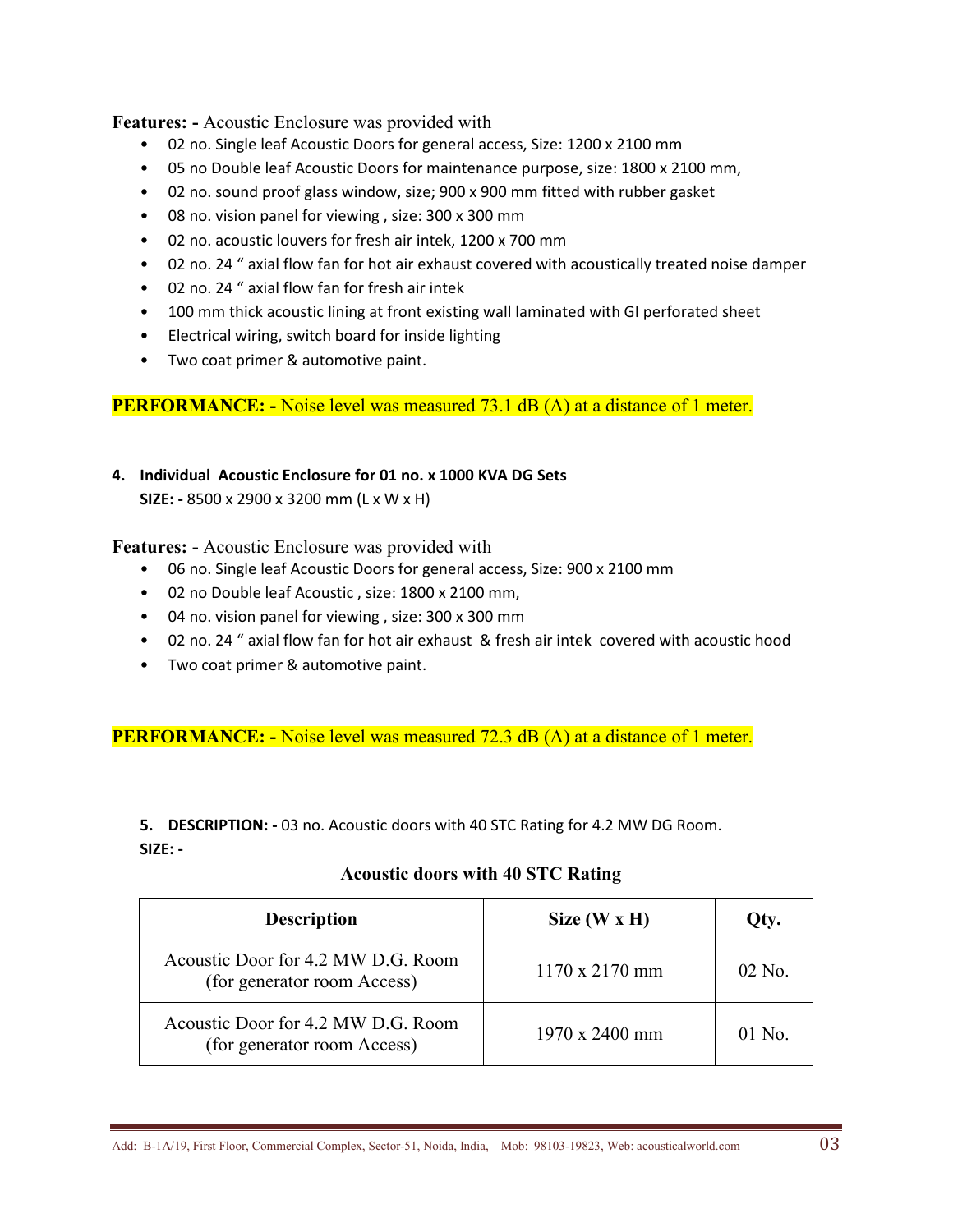**Features: -** Acoustic Enclosure was provided with

- 02 no. Single leaf Acoustic Doors for general access, Size: 1200 x 2100 mm
- 05 no Double leaf Acoustic Doors for maintenance purpose, size: 1800 x 2100 mm,
- 02 no. sound proof glass window, size; 900 x 900 mm fitted with rubber gasket
- 08 no. vision panel for viewing , size: 300 x 300 mm
- 02 no. acoustic louvers for fresh air intek, 1200 x 700 mm
- 02 no. 24 " axial flow fan for hot air exhaust covered with acoustically treated noise damper
- 02 no. 24 " axial flow fan for fresh air intek
- 100 mm thick acoustic lining at front existing wall laminated with GI perforated sheet
- Electrical wiring, switch board for inside lighting
- Two coat primer & automotive paint.

**PERFORMANCE: -** Noise level was measured 73.1 dB (A) at a distance of 1 meter.

**4. Individual Acoustic Enclosure for 01 no. x 1000 KVA DG Sets**
**SIZE: -** 8500 x 2900 x 3200 mm (L x W x H)

**Features: -** Acoustic Enclosure was provided with

- 06 no. Single leaf Acoustic Doors for general access, Size: 900 x 2100 mm
- 02 no Double leaf Acoustic , size: 1800 x 2100 mm,
- 04 no. vision panel for viewing , size: 300 x 300 mm
- 02 no. 24 " axial flow fan for hot air exhaust & fresh air intek covered with acoustic hood
- Two coat primer & automotive paint.

**PERFORMANCE: -** Noise level was measured 72.3 dB (A) at a distance of 1 meter.

**5. DESCRIPTION: -** 03 no. Acoustic doors with 40 STC Rating for 4.2 MW DG Room.
**SIZE: -**

**Acoustic doors with 40 STC Rating**

| Description | Size (W x H) | Qty. |
|---|---|---|
| Acoustic Door for 4.2 MW D.G. Room (for generator room Access) | 1170 x 2170 mm | 02 No. |
| Acoustic Door for 4.2 MW D.G. Room (for generator room Access) | 1970 x 2400 mm | 01 No. |